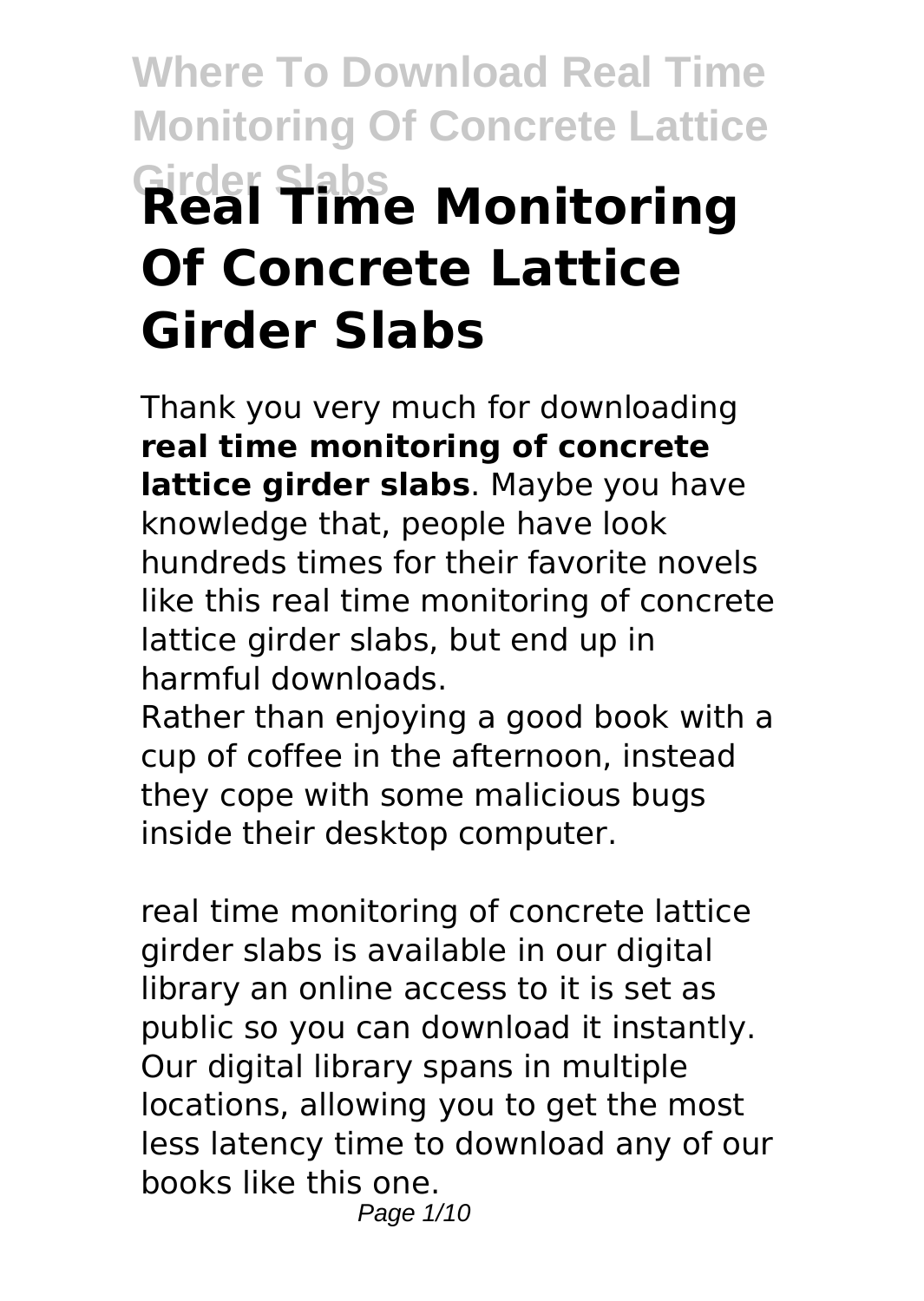# Where To Download Real Time Monitoring Of Concrete Lattice Girder Slabs

# Real Time Monitoring Of Concrete Lattice Girder Slabs

Thank you very much for downloading **real time monitoring of concrete lattice girder slabs**. Maybe you have knowledge that, people have look hundreds times for their favorite novels like this real time monitoring of concrete lattice girder slabs, but end up in harmful downloads.

Rather than enjoying a good book with a cup of coffee in the afternoon, instead they cope with some malicious bugs inside their desktop computer.

real time monitoring of concrete lattice girder slabs is available in our digital library an online access to it is set as public so you can download it instantly. Our digital library spans in multiple locations, allowing you to get the most less latency time to download any of our books like this one.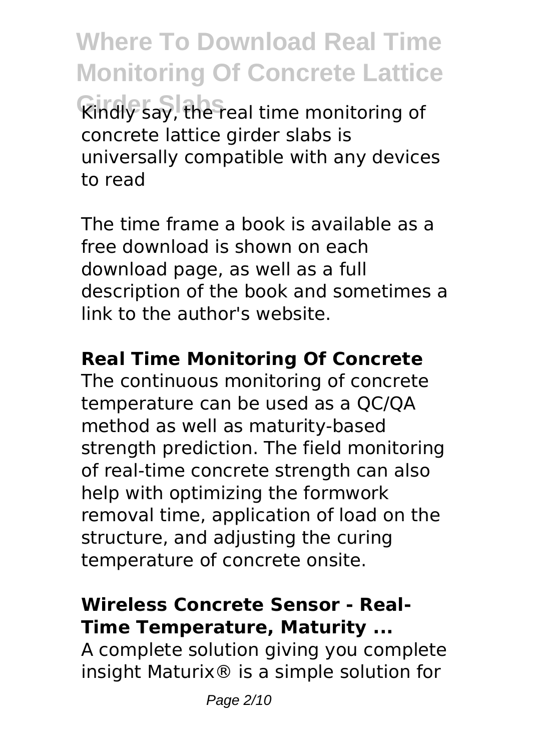Kindly say, the real time monitoring of concrete lattice girder slabs is universally compatible with any devices to read

The time frame a book is available as a free download is shown on each download page, as well as a full description of the book and sometimes a link to the author's website.

## Real Time Monitoring Of Concrete

The continuous monitoring of concrete temperature can be used as a QC/QA method as well as maturity-based strength prediction. The field monitoring of real-time concrete strength can also help with optimizing the formwork removal time, application of load on the structure, and adjusting the curing temperature of concrete onsite.

## Wireless Concrete Sensor - Real-Time Temperature, Maturity ...

A complete solution giving you complete insight Maturix® is a simple solution for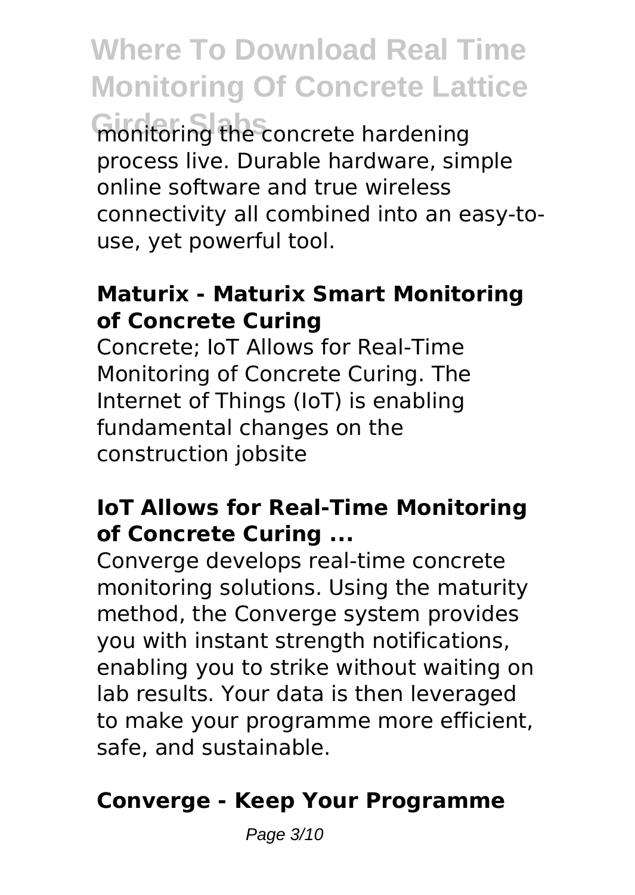monitoring the concrete hardening process live. Durable hardware, simple online software and true wireless connectivity all combined into an easy-to-use, yet powerful tool.

**Maturix - Maturix Smart Monitoring of Concrete Curing**

Concrete; IoT Allows for Real-Time Monitoring of Concrete Curing. The Internet of Things (IoT) is enabling fundamental changes on the construction jobsite

**IoT Allows for Real-Time Monitoring of Concrete Curing ...**

Converge develops real-time concrete monitoring solutions. Using the maturity method, the Converge system provides you with instant strength notifications, enabling you to strike without waiting on lab results. Your data is then leveraged to make your programme more efficient, safe, and sustainable.

**Converge - Keep Your Programme**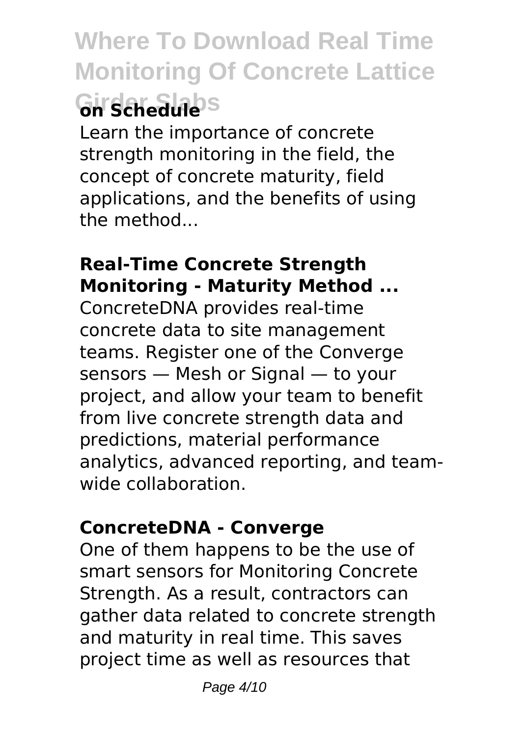Learn the importance of concrete strength monitoring in the field, the concept of concrete maturity, field applications, and the benefits of using the method...

### Real-Time Concrete Strength Monitoring - Maturity Method ...

ConcreteDNA provides real-time concrete data to site management teams. Register one of the Converge sensors — Mesh or Signal — to your project, and allow your team to benefit from live concrete strength data and predictions, material performance analytics, advanced reporting, and team-wide collaboration.

### ConcreteDNA - Converge

One of them happens to be the use of smart sensors for Monitoring Concrete Strength. As a result, contractors can gather data related to concrete strength and maturity in real time. This saves project time as well as resources that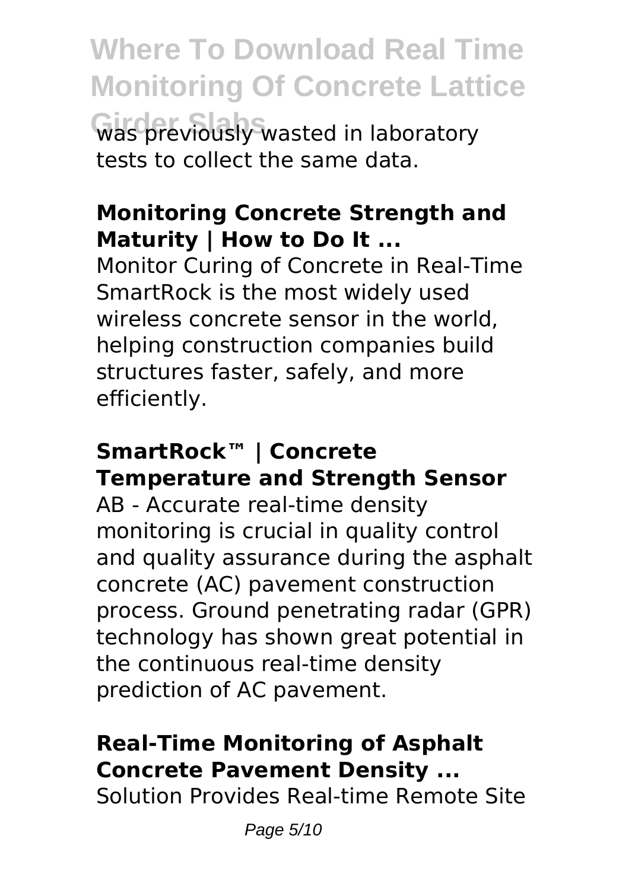was previously wasted in laboratory tests to collect the same data.

**Monitoring Concrete Strength and Maturity | How to Do It ...**

Monitor Curing of Concrete in Real-Time SmartRock is the most widely used wireless concrete sensor in the world, helping construction companies build structures faster, safely, and more efficiently.

**SmartRock™ | Concrete Temperature and Strength Sensor**

AB - Accurate real-time density monitoring is crucial in quality control and quality assurance during the asphalt concrete (AC) pavement construction process. Ground penetrating radar (GPR) technology has shown great potential in the continuous real-time density prediction of AC pavement.

**Real-Time Monitoring of Asphalt Concrete Pavement Density ...**

Solution Provides Real-time Remote Site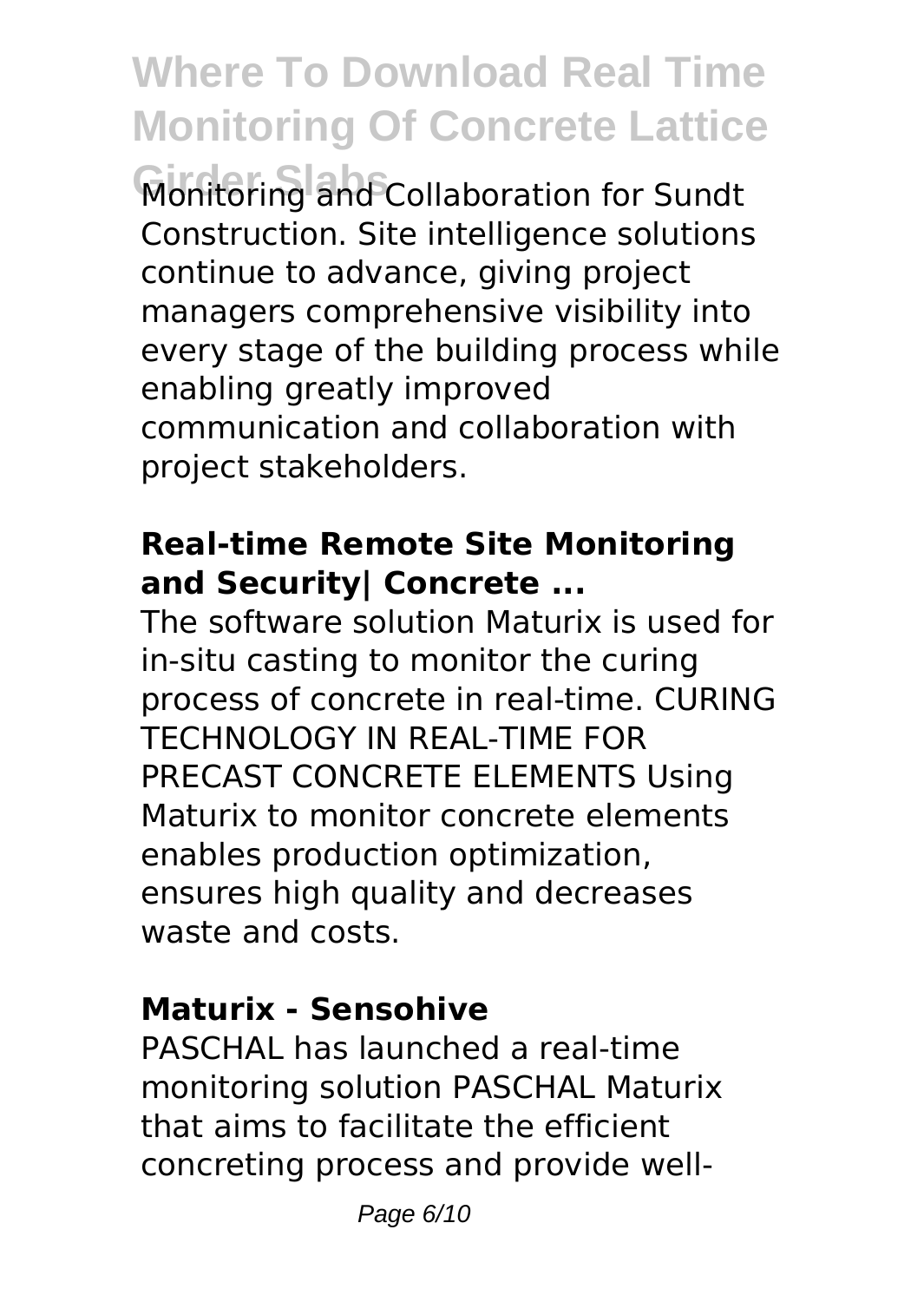Monitoring and Collaboration for Sundt Construction. Site intelligence solutions continue to advance, giving project managers comprehensive visibility into every stage of the building process while enabling greatly improved communication and collaboration with project stakeholders.

**Real-time Remote Site Monitoring and Security| Concrete ...**

The software solution Maturix is used for in-situ casting to monitor the curing process of concrete in real-time. CURING TECHNOLOGY IN REAL-TIME FOR PRECAST CONCRETE ELEMENTS Using Maturix to monitor concrete elements enables production optimization, ensures high quality and decreases waste and costs.

**Maturix - Sensohive**

PASCHAL has launched a real-time monitoring solution PASCHAL Maturix that aims to facilitate the efficient concreting process and provide well-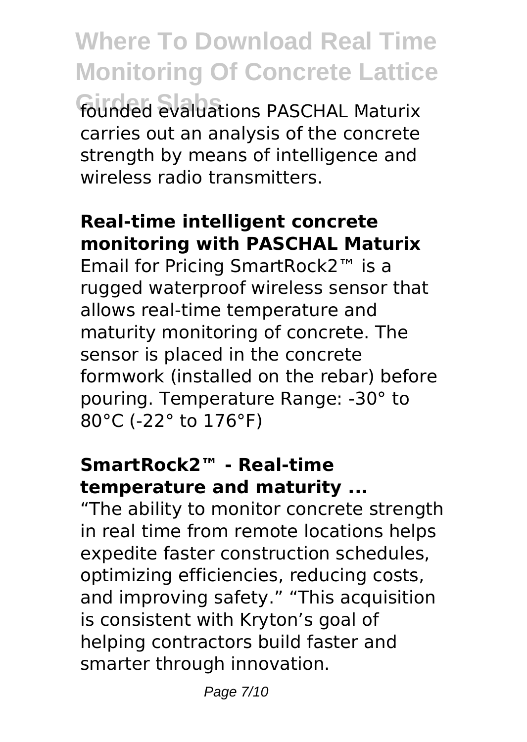founded evaluations PASCHAL Maturix carries out an analysis of the concrete strength by means of intelligence and wireless radio transmitters.

## Real-time intelligent concrete monitoring with PASCHAL Maturix

Email for Pricing SmartRock2™ is a rugged waterproof wireless sensor that allows real-time temperature and maturity monitoring of concrete. The sensor is placed in the concrete formwork (installed on the rebar) before pouring. Temperature Range: -30° to 80°C (-22° to 176°F)

## SmartRock2™ - Real-time temperature and maturity ...

"The ability to monitor concrete strength in real time from remote locations helps expedite faster construction schedules, optimizing efficiencies, reducing costs, and improving safety." "This acquisition is consistent with Kryton's goal of helping contractors build faster and smarter through innovation.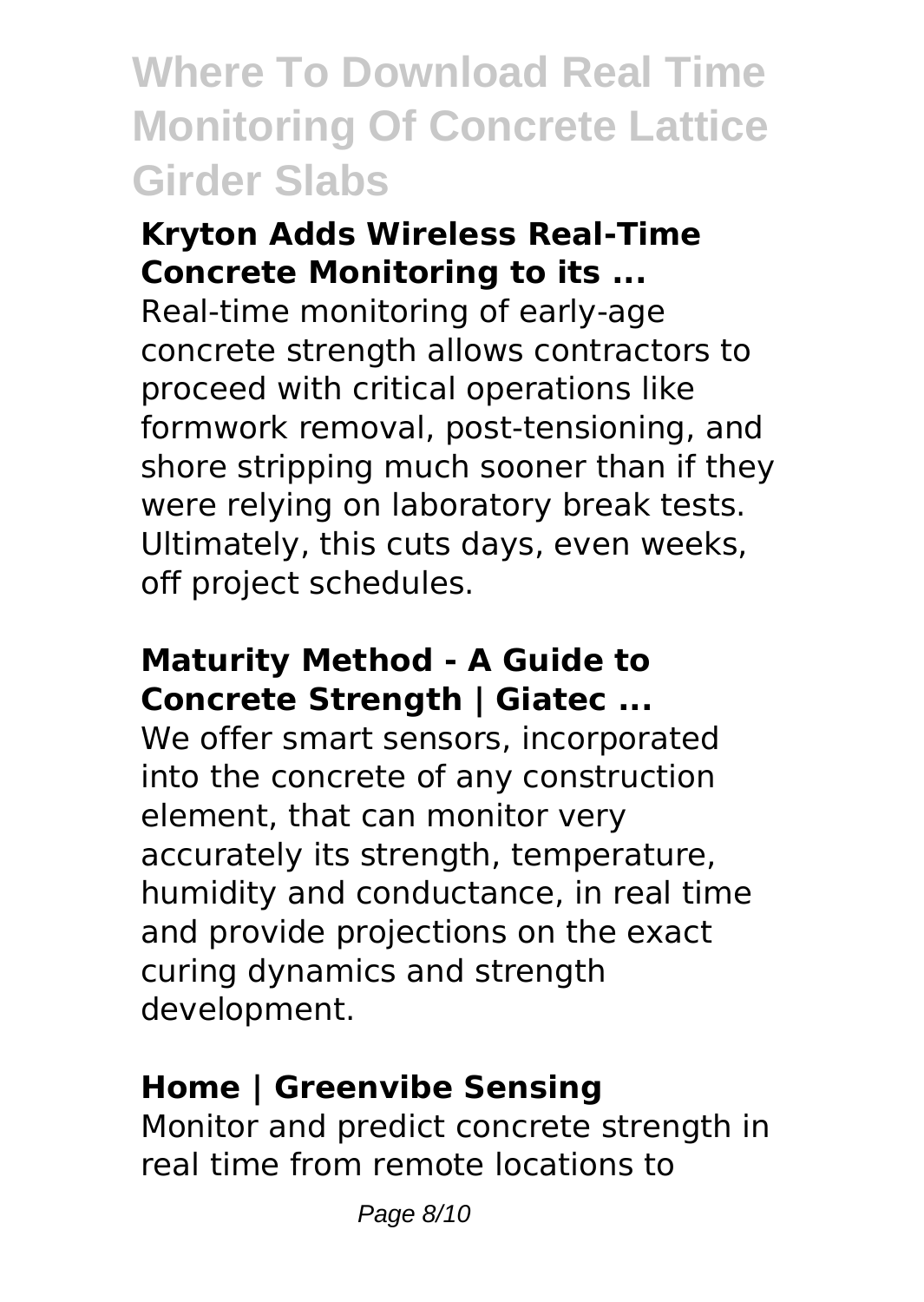**Kryton Adds Wireless Real-Time Concrete Monitoring to its ...**

Real-time monitoring of early-age concrete strength allows contractors to proceed with critical operations like formwork removal, post-tensioning, and shore stripping much sooner than if they were relying on laboratory break tests. Ultimately, this cuts days, even weeks, off project schedules.

**Maturity Method - A Guide to Concrete Strength | Giatec ...**

We offer smart sensors, incorporated into the concrete of any construction element, that can monitor very accurately its strength, temperature, humidity and conductance, in real time and provide projections on the exact curing dynamics and strength development.

**Home | Greenvibe Sensing**

Monitor and predict concrete strength in real time from remote locations to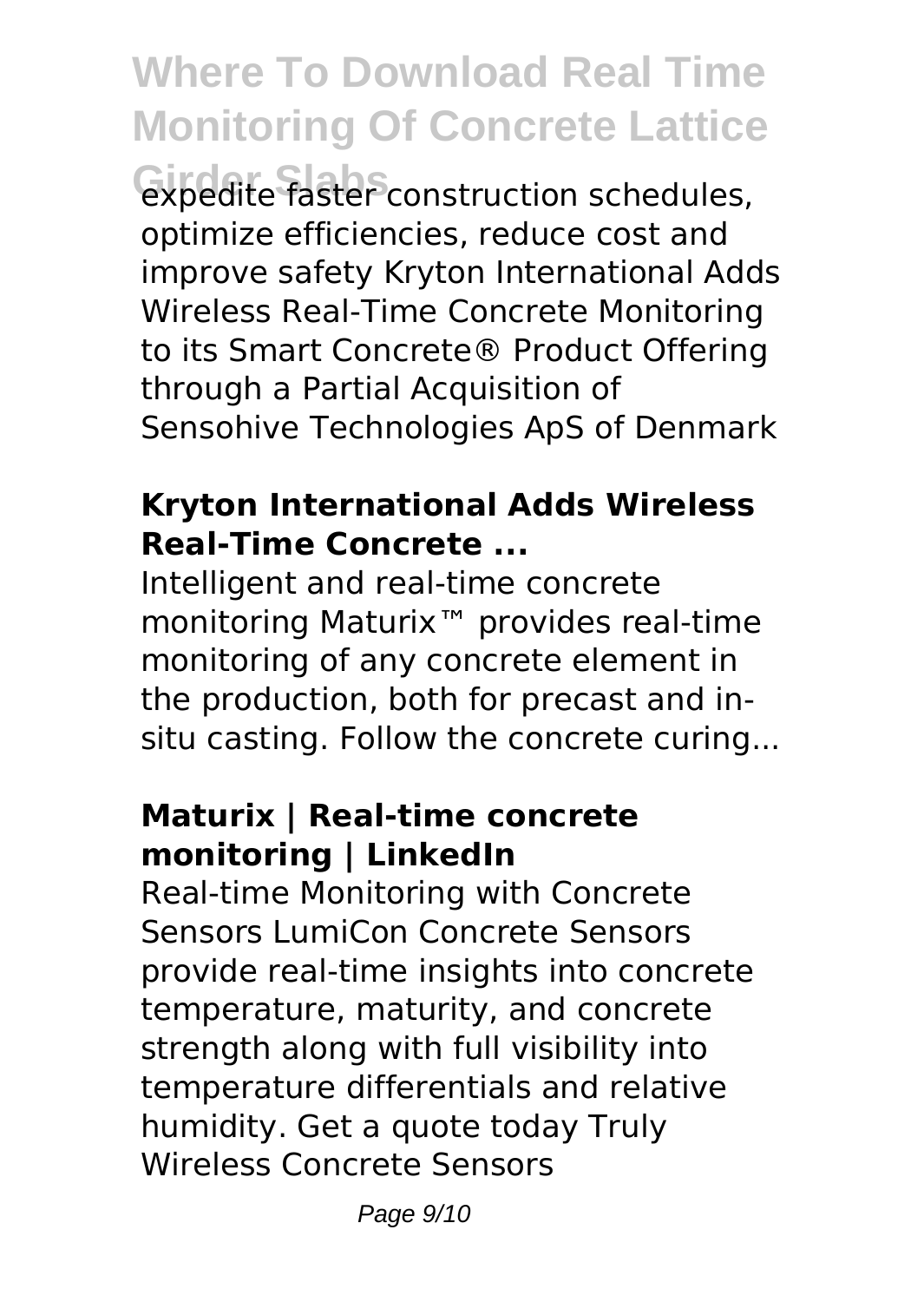expedite faster construction schedules, optimize efficiencies, reduce cost and improve safety Kryton International Adds Wireless Real-Time Concrete Monitoring to its Smart Concrete® Product Offering through a Partial Acquisition of Sensohive Technologies ApS of Denmark

### Kryton International Adds Wireless Real-Time Concrete ...

Intelligent and real-time concrete monitoring Maturix™ provides real-time monitoring of any concrete element in the production, both for precast and in-situ casting. Follow the concrete curing...

### Maturix | Real-time concrete monitoring | LinkedIn

Real-time Monitoring with Concrete Sensors LumiCon Concrete Sensors provide real-time insights into concrete temperature, maturity, and concrete strength along with full visibility into temperature differentials and relative humidity. Get a quote today Truly Wireless Concrete Sensors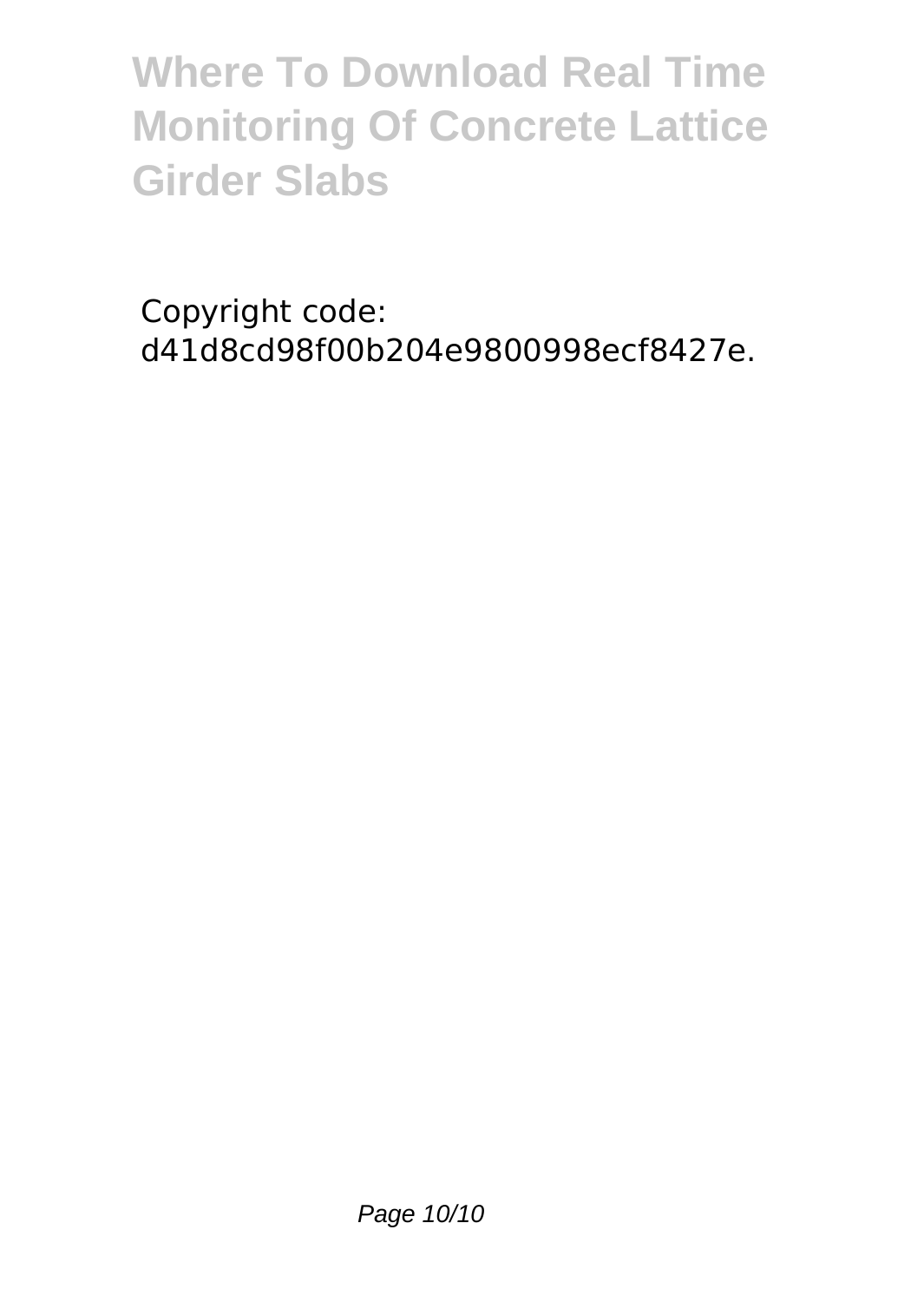Copyright code: d41d8cd98f00b204e9800998ecf8427e.